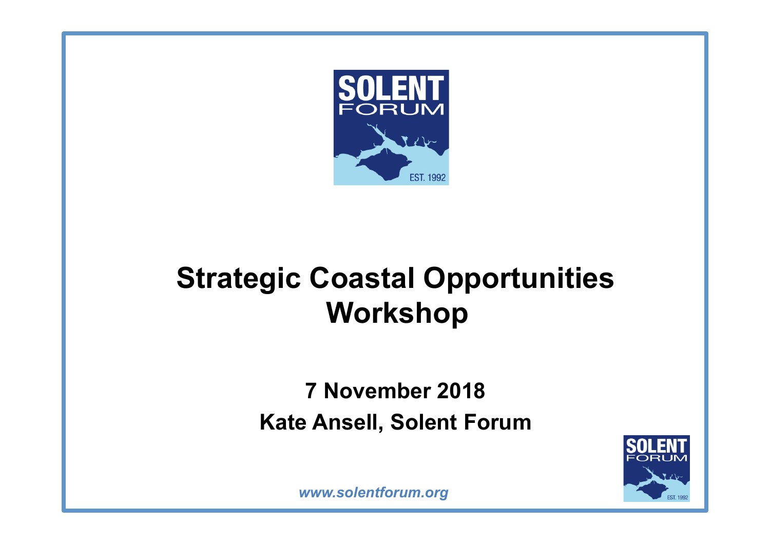# Strategic Coastal Opportunities Workshop

**7 November 2018**

**Kate Ansell, Solent Forum**

*www.solentforum.org*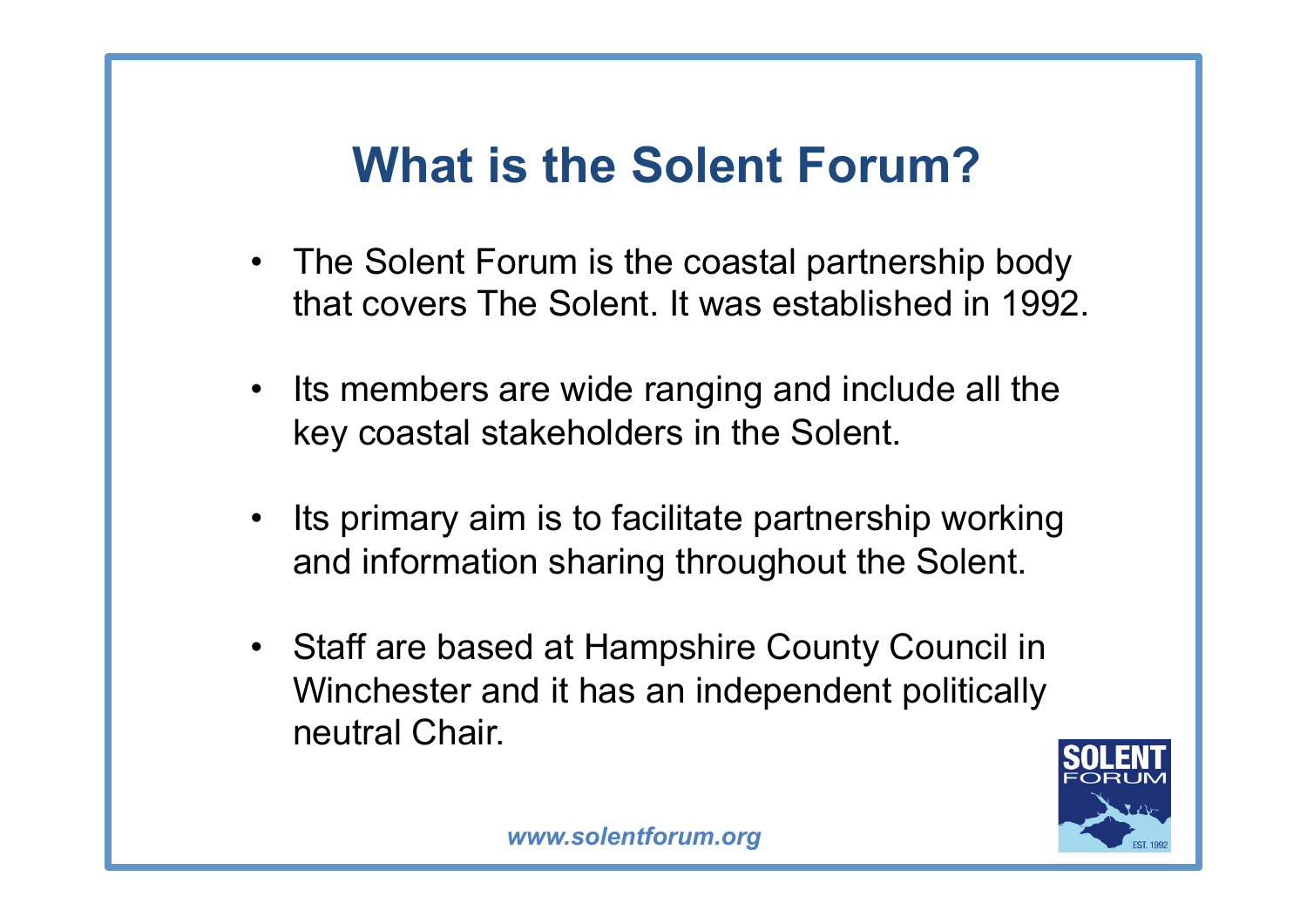# What is the Solent Forum?

- The Solent Forum is the coastal partnership body that covers The Solent. It was established in 1992.
- Its members are wide ranging and include all the key coastal stakeholders in the Solent.
- Its primary aim is to facilitate partnership working and information sharing throughout the Solent.
- Staff are based at Hampshire County Council in Winchester and it has an independent politically neutral Chair.

*www.solentforum.org*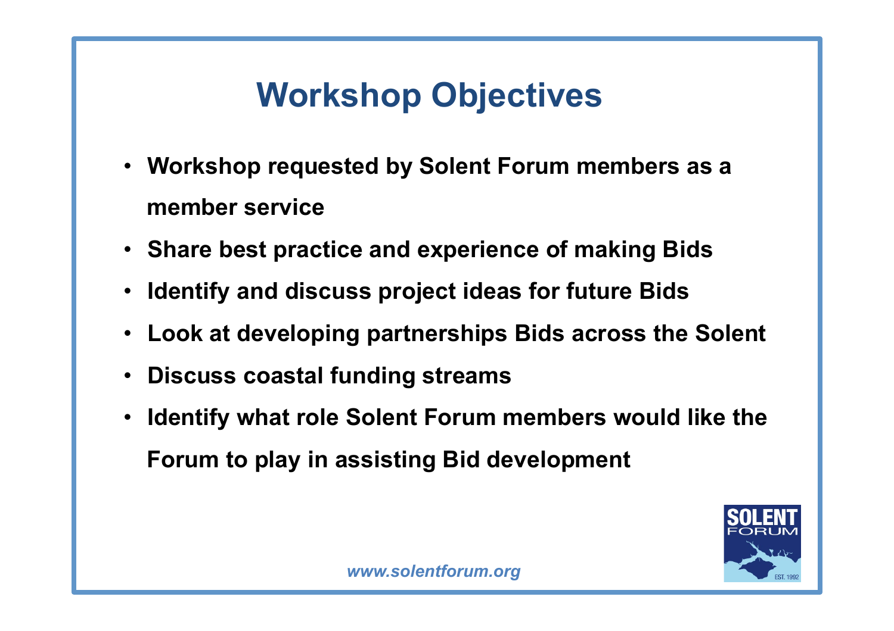# Workshop Objectives

- **Workshop requested by Solent Forum members as a member service**
- **Share best practice and experience of making Bids**
- **Identify and discuss project ideas for future Bids**
- **Look at developing partnerships Bids across the Solent**
- **Discuss coastal funding streams**
- **Identify what role Solent Forum members would like the Forum to play in assisting Bid development**

*www.solentforum.org*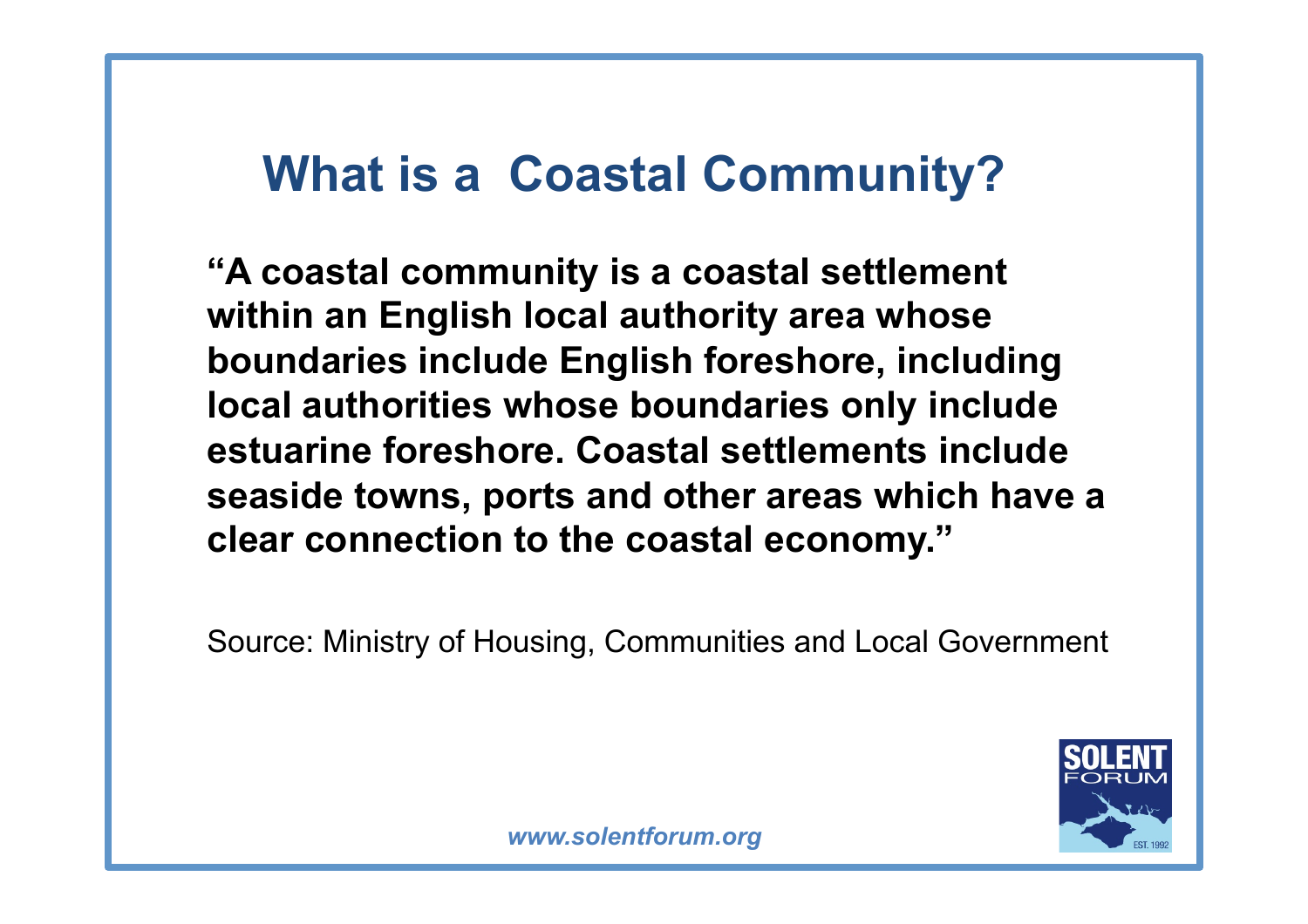# What is a Coastal Community?

**"A coastal community is a coastal settlement within an English local authority area whose boundaries include English foreshore, including local authorities whose boundaries only include estuarine foreshore. Coastal settlements include seaside towns, ports and other areas which have a clear connection to the coastal economy."**

Source: Ministry of Housing, Communities and Local Government

*www.solentforum.org*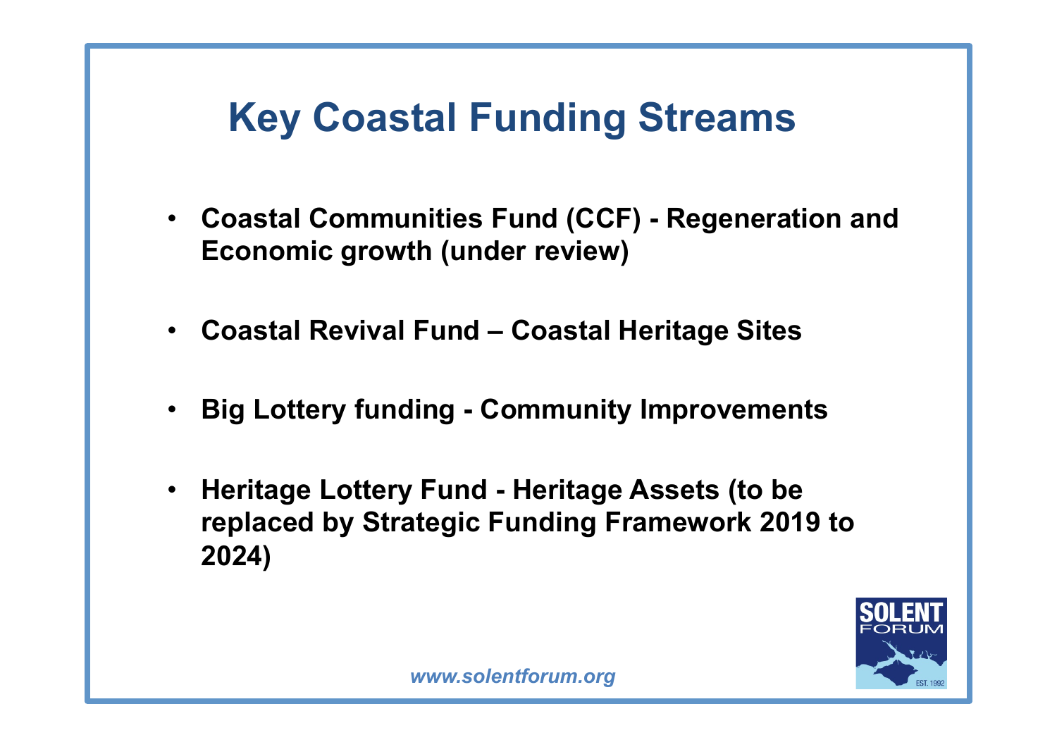# Key Coastal Funding Streams

- **Coastal Communities Fund (CCF) - Regeneration and Economic growth (under review)**
- **Coastal Revival Fund – Coastal Heritage Sites**
- **Big Lottery funding - Community Improvements**
- **Heritage Lottery Fund - Heritage Assets (to be replaced by Strategic Funding Framework 2019 to 2024)**

*www.solentforum.org*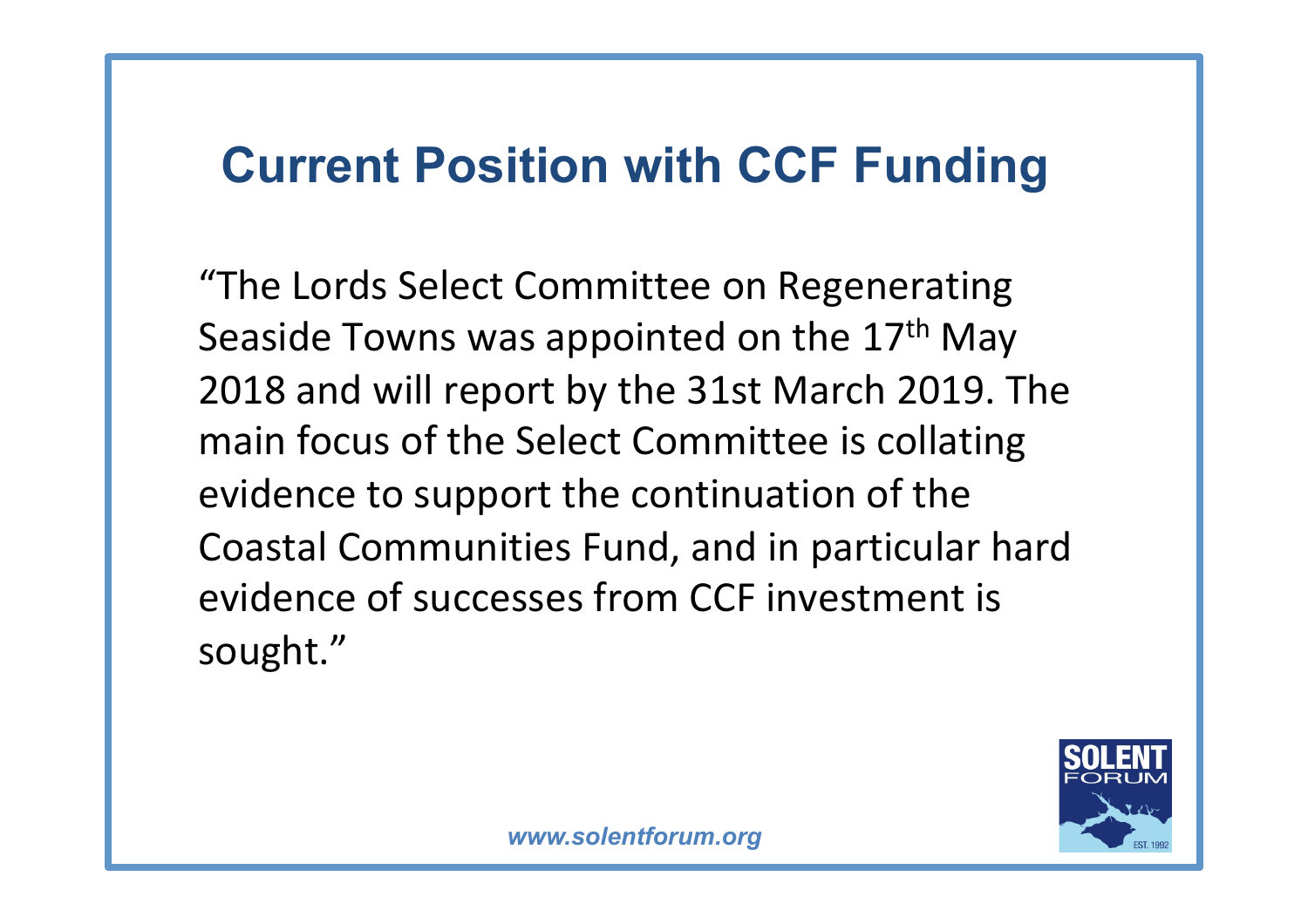# Current Position with CCF Funding

"The Lords Select Committee on Regenerating Seaside Towns was appointed on the 17th May 2018 and will report by the 31st March 2019. The main focus of the Select Committee is collating evidence to support the continuation of the Coastal Communities Fund, and in particular hard evidence of successes from CCF investment is sought."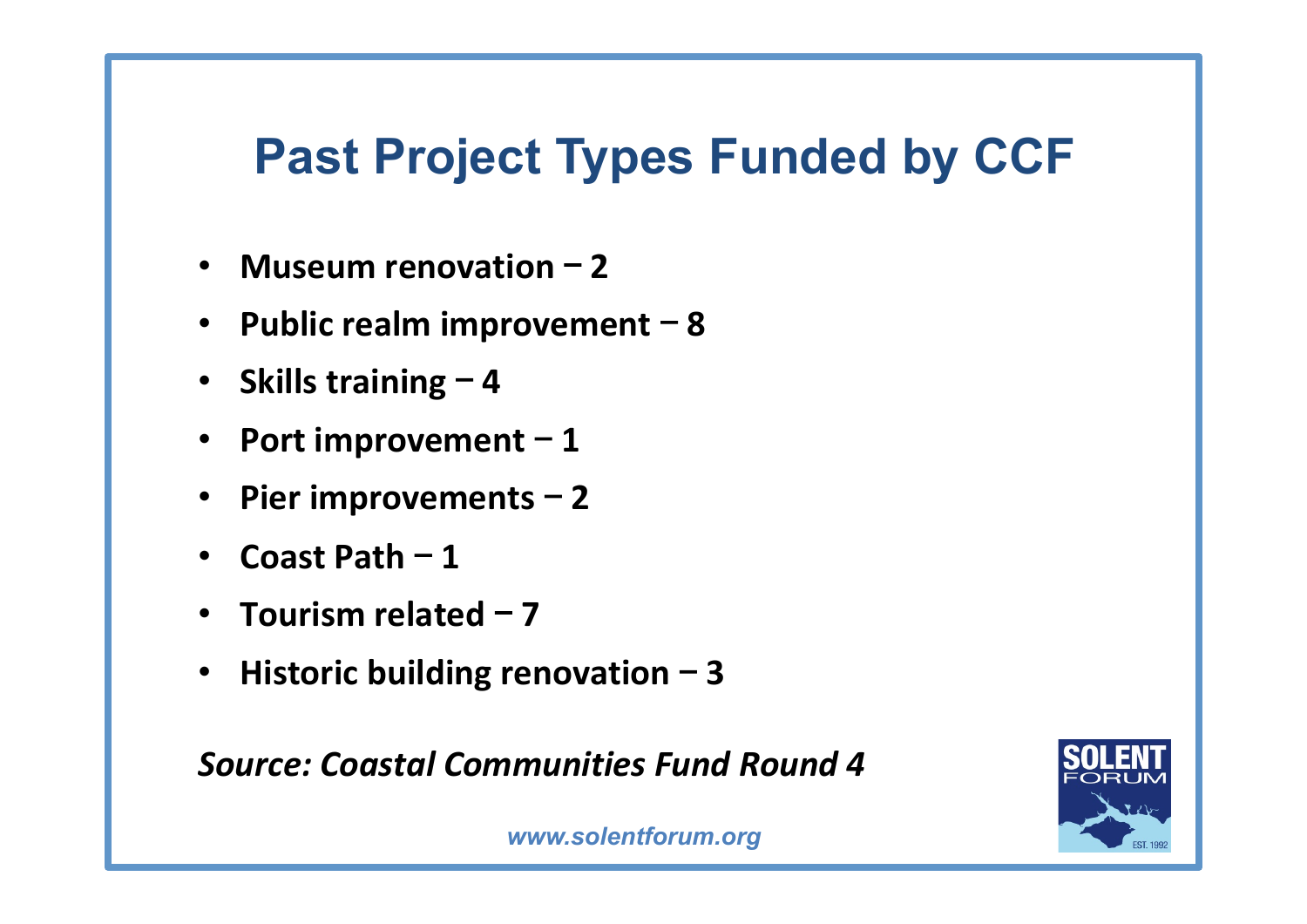# Past Project Types Funded by CCF

- **Museum renovation – 2**
- **Public realm improvement – 8**
- **Skills training – 4**
- **Port improvement – 1**
- **Pier improvements – 2**
- **Coast Path – 1**
- **Tourism related – 7**
- **Historic building renovation – 3**

***Source: Coastal Communities Fund Round 4***

*www.solentforum.org*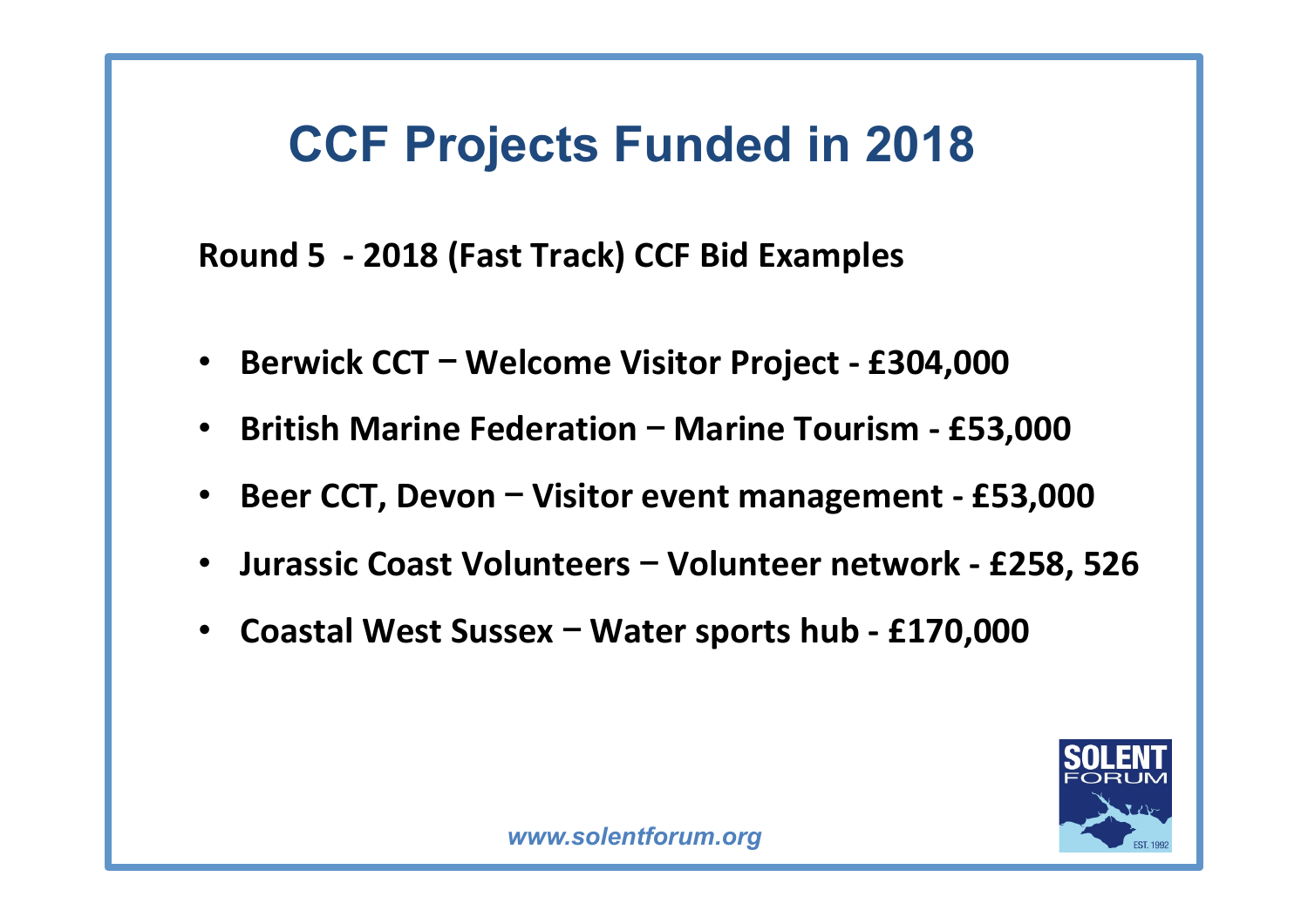# CCF Projects Funded in 2018

**Round 5 - 2018 (Fast Track) CCF Bid Examples**

- **Berwick CCT – Welcome Visitor Project - £304,000**
- **British Marine Federation – Marine Tourism - £53,000**
- **Beer CCT, Devon – Visitor event management - £53,000**
- **Jurassic Coast Volunteers – Volunteer network - £258, 526**
- **Coastal West Sussex – Water sports hub - £170,000**

*www.solentforum.org*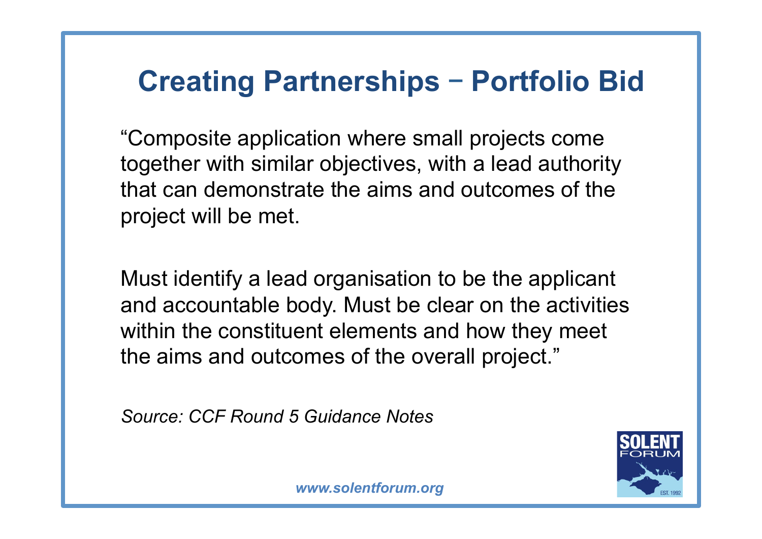# Creating Partnerships – Portfolio Bid

"Composite application where small projects come together with similar objectives, with a lead authority that can demonstrate the aims and outcomes of the project will be met.

Must identify a lead organisation to be the applicant and accountable body. Must be clear on the activities within the constituent elements and how they meet the aims and outcomes of the overall project."

*Source: CCF Round 5 Guidance Notes*

***www.solentforum.org***

SOLENT FORUM
EST. 1992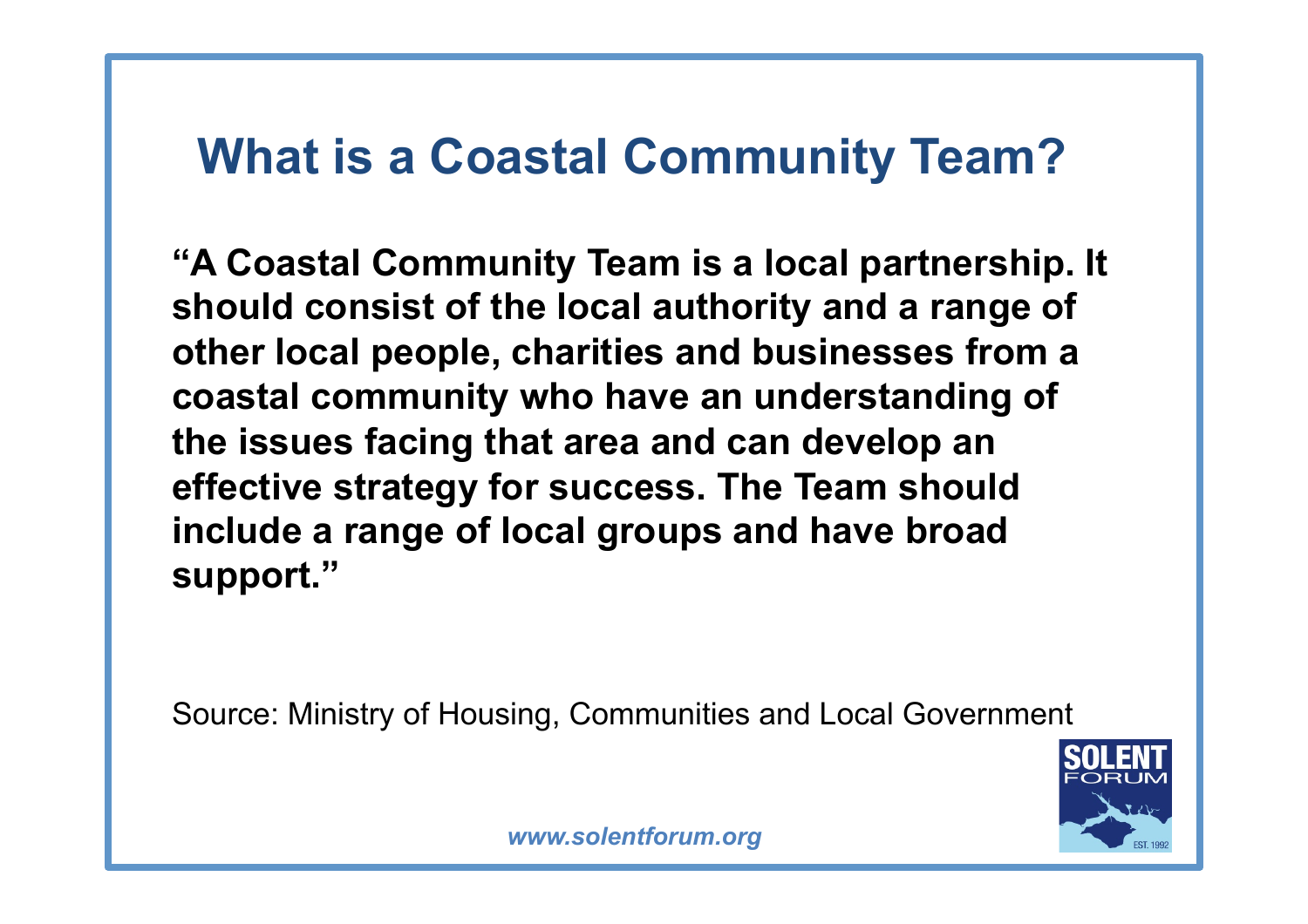# What is a Coastal Community Team?

**"A Coastal Community Team is a local partnership. It should consist of the local authority and a range of other local people, charities and businesses from a coastal community who have an understanding of the issues facing that area and can develop an effective strategy for success. The Team should include a range of local groups and have broad support."**

Source: Ministry of Housing, Communities and Local Government

***www.solentforum.org***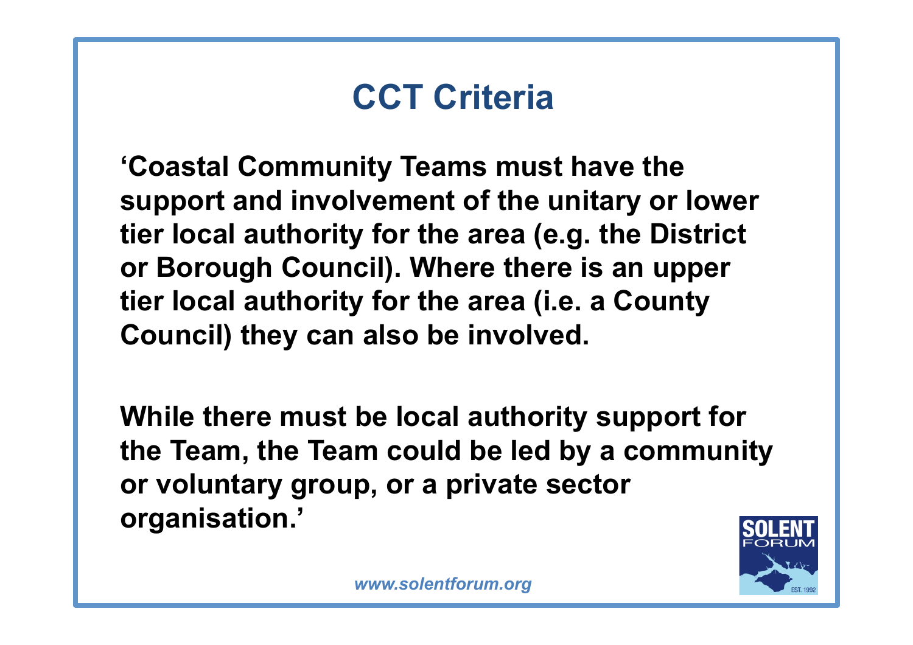# CCT Criteria

**‘Coastal Community Teams must have the support and involvement of the unitary or lower tier local authority for the area (e.g. the District or Borough Council). Where there is an upper tier local authority for the area (i.e. a County Council) they can also be involved.**

**While there must be local authority support for the Team, the Team could be led by a community or voluntary group, or a private sector organisation.’**

*www.solentforum.org*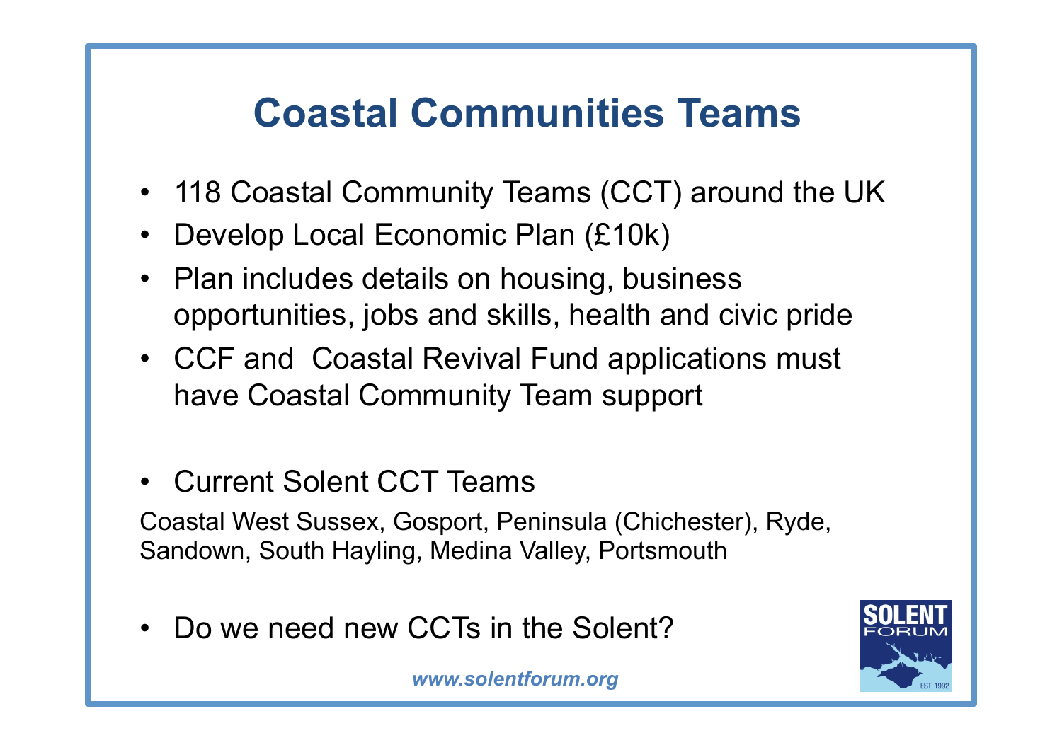# Coastal Communities Teams

- 118 Coastal Community Teams (CCT) around the UK
- Develop Local Economic Plan (£10k)
- Plan includes details on housing, business opportunities, jobs and skills, health and civic pride
- CCF and Coastal Revival Fund applications must have Coastal Community Team support

- Current Solent CCT Teams

Coastal West Sussex, Gosport, Peninsula (Chichester), Ryde, Sandown, South Hayling, Medina Valley, Portsmouth

- Do we need new CCTs in the Solent?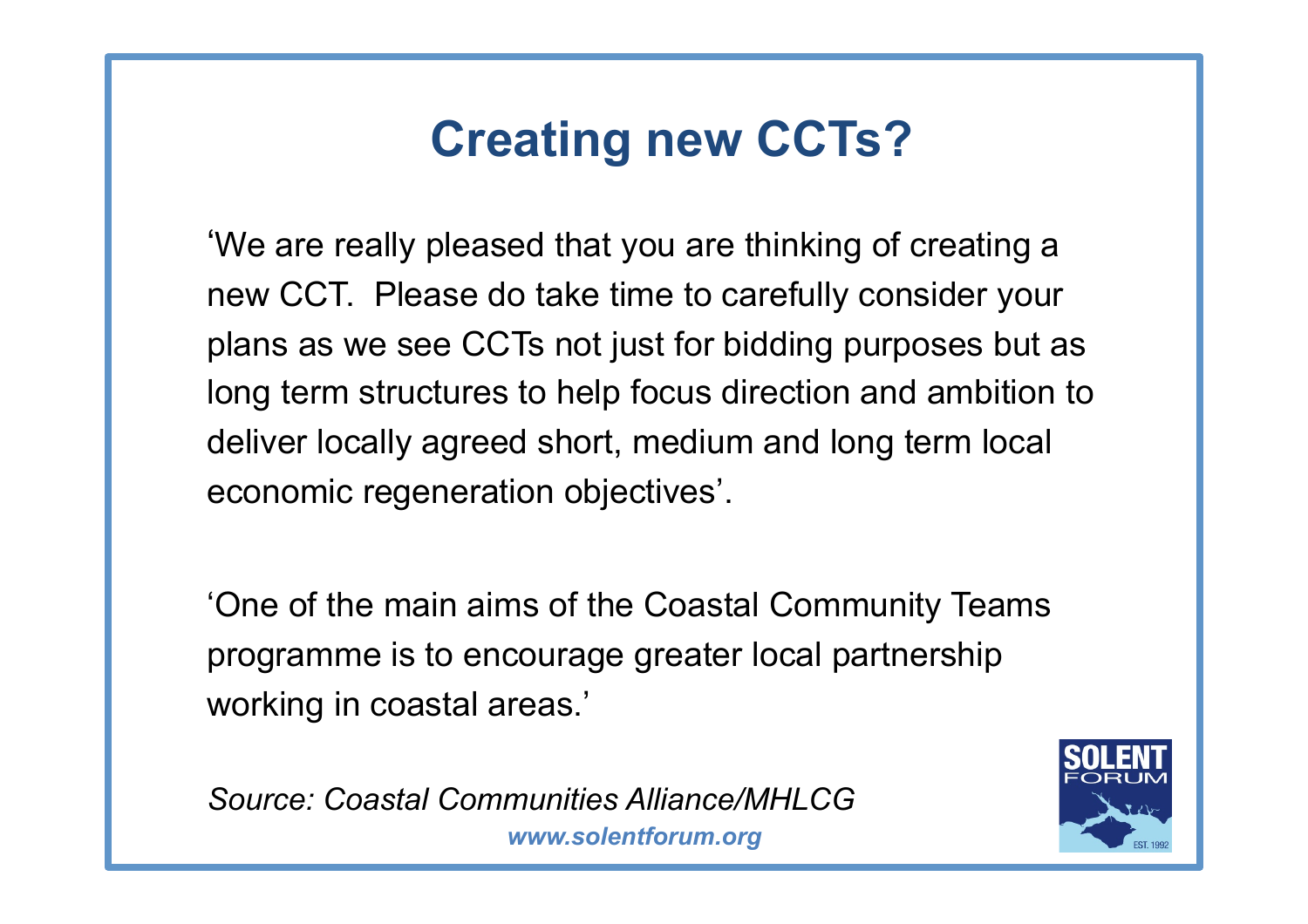# Creating new CCTs?

'We are really pleased that you are thinking of creating a new CCT. Please do take time to carefully consider your plans as we see CCTs not just for bidding purposes but as long term structures to help focus direction and ambition to deliver locally agreed short, medium and long term local economic regeneration objectives'.

'One of the main aims of the Coastal Community Teams programme is to encourage greater local partnership working in coastal areas.'

*Source: Coastal Communities Alliance/MHLCG*

***www.solentforum.org***

SOLENT FORUM EST. 1992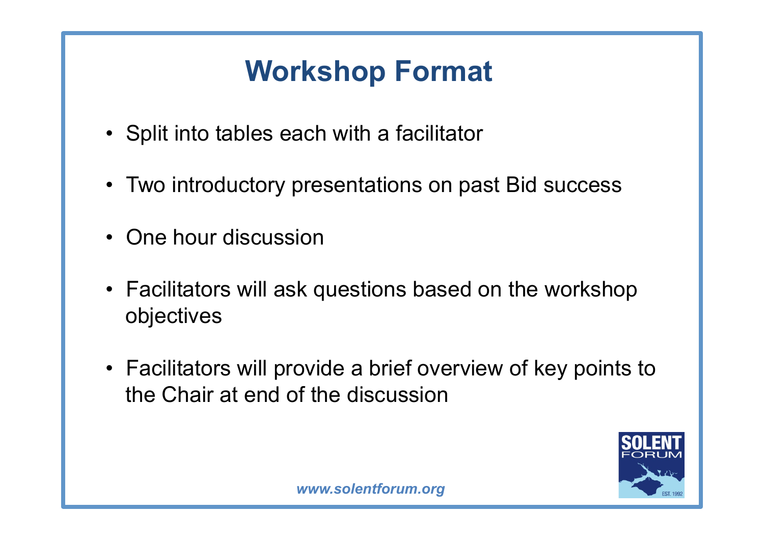# Workshop Format

- Split into tables each with a facilitator
- Two introductory presentations on past Bid success
- One hour discussion
- Facilitators will ask questions based on the workshop objectives
- Facilitators will provide a brief overview of key points to the Chair at end of the discussion

*www.solentforum.org*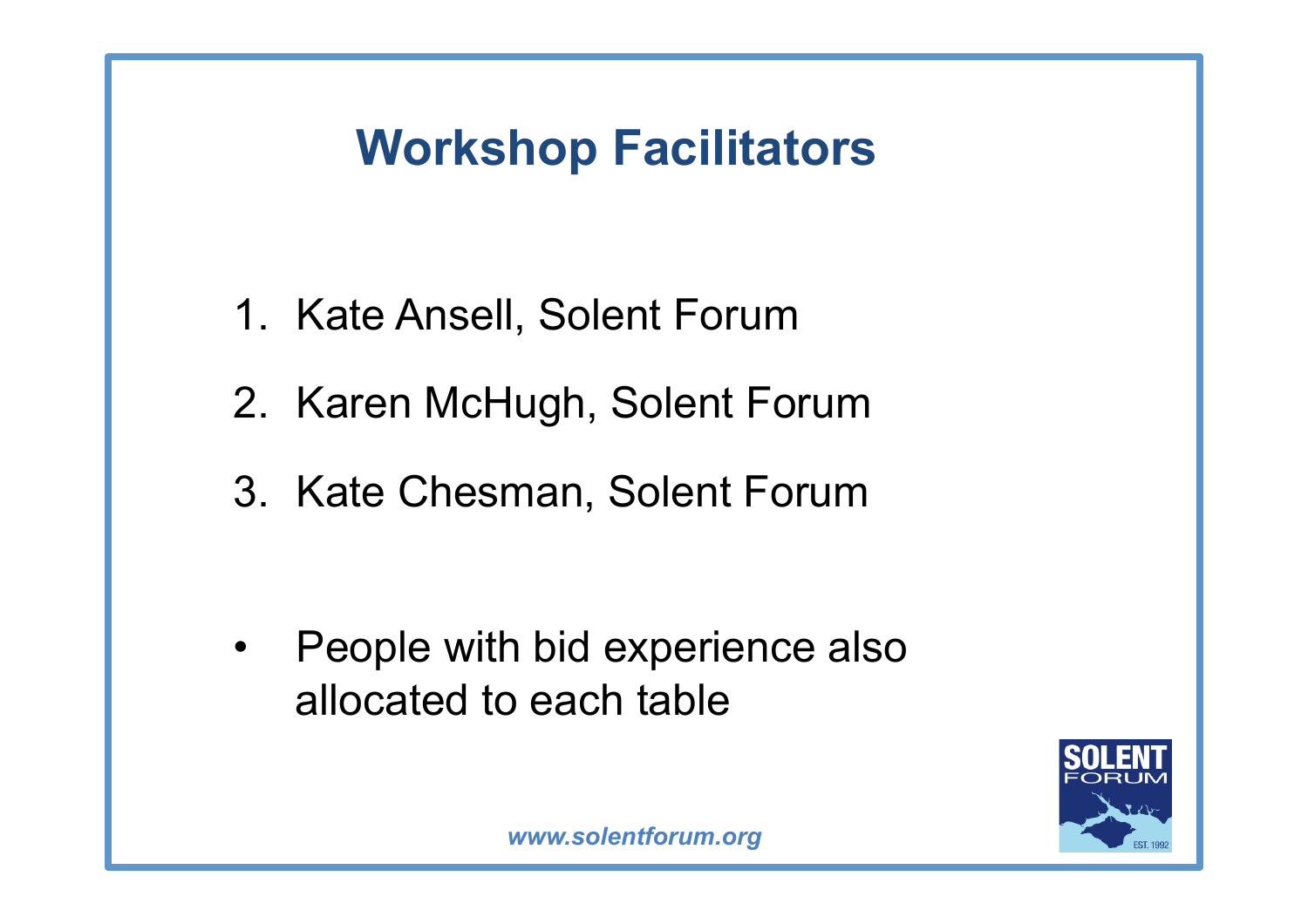# Workshop Facilitators

1. Kate Ansell, Solent Forum
2. Karen McHugh, Solent Forum
3. Kate Chesman, Solent Forum

- People with bid experience also allocated to each table

*www.solentforum.org*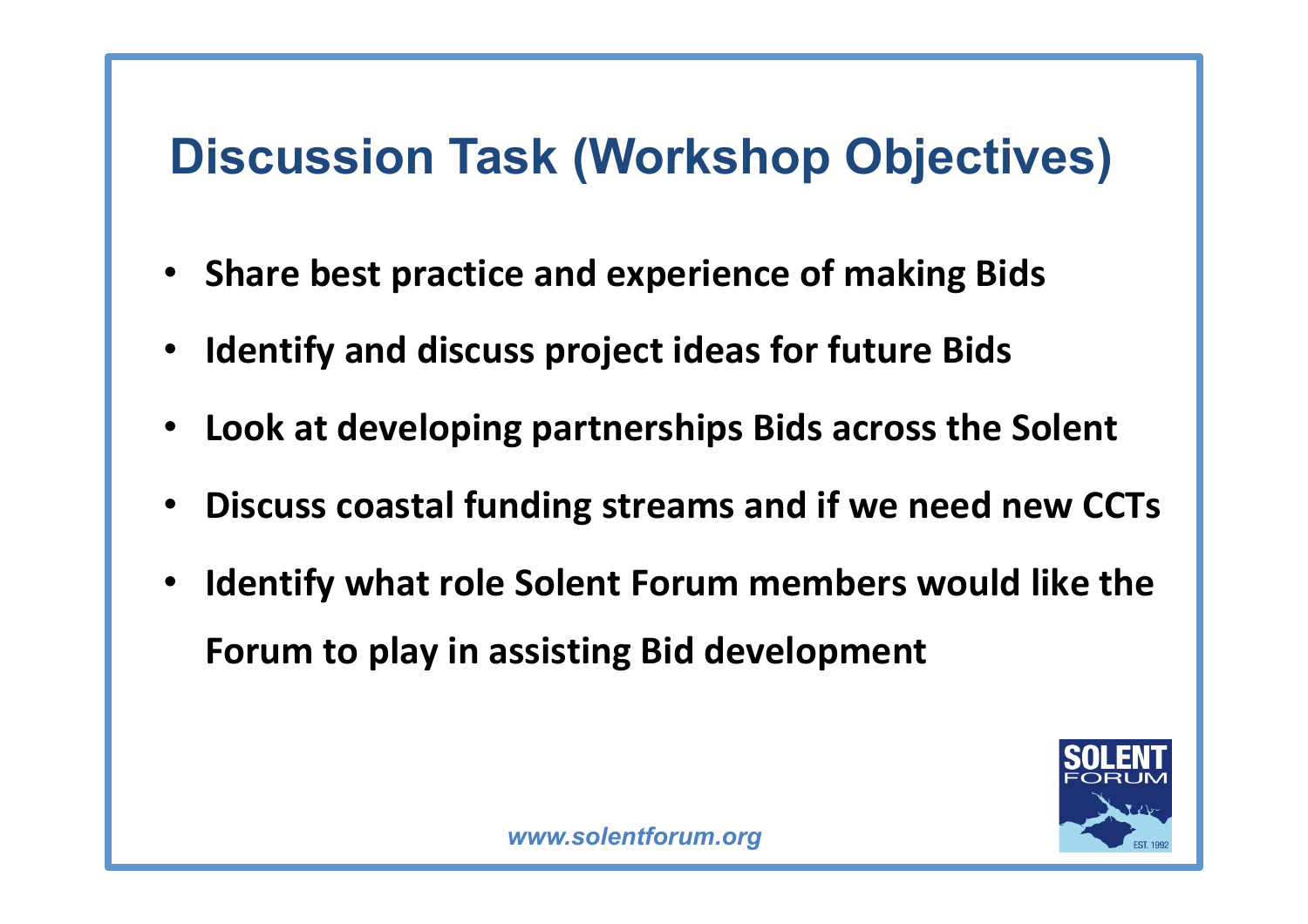# Discussion Task (Workshop Objectives)

- **Share best practice and experience of making Bids**
- **Identify and discuss project ideas for future Bids**
- **Look at developing partnerships Bids across the Solent**
- **Discuss coastal funding streams and if we need new CCTs**
- **Identify what role Solent Forum members would like the Forum to play in assisting Bid development**

*www.solentforum.org*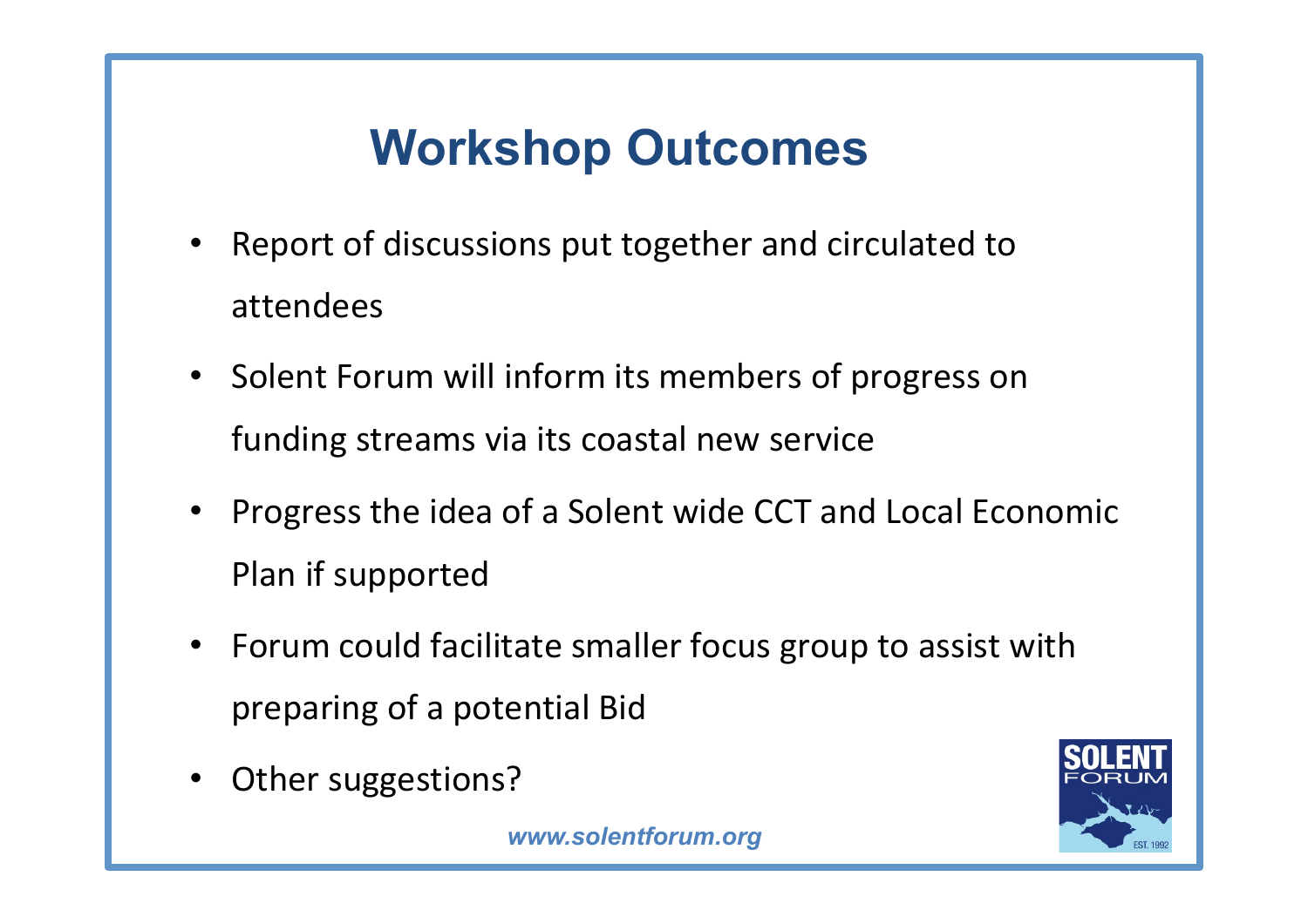# Workshop Outcomes

- Report of discussions put together and circulated to attendees
- Solent Forum will inform its members of progress on funding streams via its coastal new service
- Progress the idea of a Solent wide CCT and Local Economic Plan if supported
- Forum could facilitate smaller focus group to assist with preparing of a potential Bid
- Other suggestions?

*www.solentforum.org*